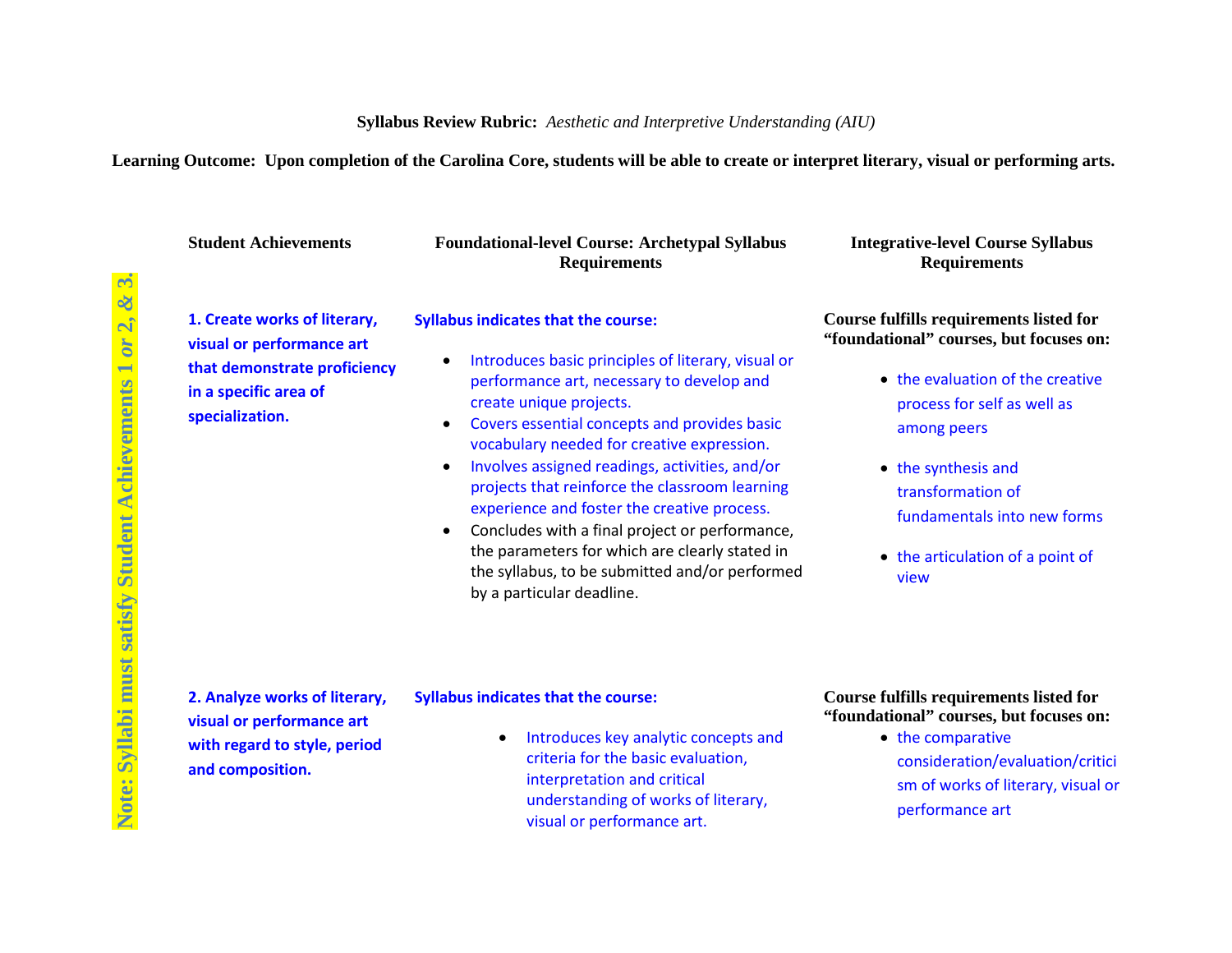**Syllabus Review Rubric:** *Aesthetic and Interpretive Understanding (AIU)*

**Learning Outcome: Upon completion of the Carolina Core, students will be able to create or interpret literary, visual or performing arts.**

**Note: Syllabi must satisfy Student Achievements 1 *or* 2, & 3.**

| Student Achievements | Foundational-level Course: Archetypal Syllabus Requirements | Integrative-level Course Syllabus Requirements |
|---|---|---|
| **1. Create works of literary, visual or performance art that demonstrate proficiency in a specific area of specialization.** | **Syllabus indicates that the course:**<br>• Introduces basic principles of literary, visual or performance art, necessary to develop and create unique projects.<br>• Covers essential concepts and provides basic vocabulary needed for creative expression.<br>• Involves assigned readings, activities, and/or projects that reinforce the classroom learning experience and foster the creative process.<br>• Concludes with a final project or performance, the parameters for which are clearly stated in the syllabus, to be submitted and/or performed by a particular deadline. | **Course fulfills requirements listed for "foundational" courses, but focuses on:**<br>• the evaluation of the creative process for self as well as among peers<br>• the synthesis and transformation of fundamentals into new forms<br>• the articulation of a point of view |
| **2. Analyze works of literary, visual or performance art with regard to style, period and composition.** | **Syllabus indicates that the course:**<br>• Introduces key analytic concepts and criteria for the basic evaluation, interpretation and critical understanding of works of literary, visual or performance art. | **Course fulfills requirements listed for "foundational" courses, but focuses on:**<br>• the comparative consideration/evaluation/criticism of works of literary, visual or performance art |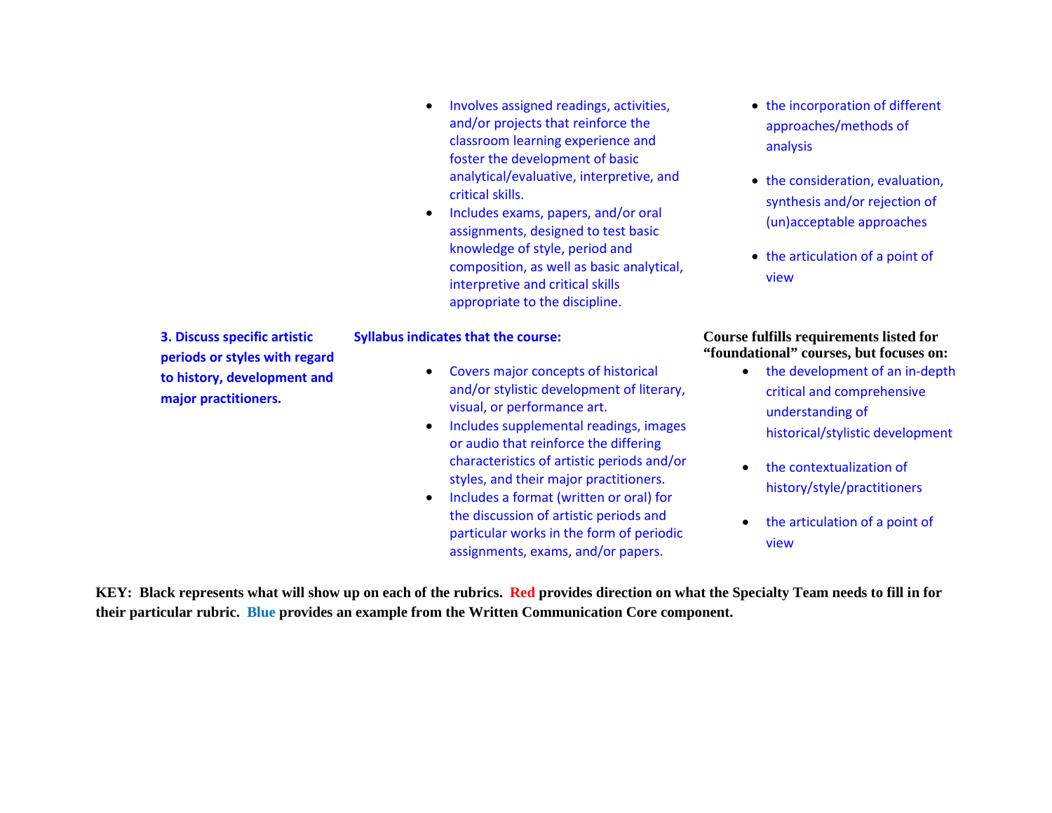| | | |
|---|---|---|
| | • Involves assigned readings, activities, and/or projects that reinforce the classroom learning experience and foster the development of basic analytical/evaluative, interpretive, and critical skills.<br>• Includes exams, papers, and/or oral assignments, designed to test basic knowledge of style, period and composition, as well as basic analytical, interpretive and critical skills appropriate to the discipline. | • the incorporation of different approaches/methods of analysis<br>• the consideration, evaluation, synthesis and/or rejection of (un)acceptable approaches<br>• the articulation of a point of view |
| **3. Discuss specific artistic periods or styles with regard to history, development and major practitioners.** | **Syllabus indicates that the course:**<br>• Covers major concepts of historical and/or stylistic development of literary, visual, or performance art.<br>• Includes supplemental readings, images or audio that reinforce the differing characteristics of artistic periods and/or styles, and their major practitioners.<br>• Includes a format (written or oral) for the discussion of artistic periods and particular works in the form of periodic assignments, exams, and/or papers. | **Course fulfills requirements listed for "foundational" courses, but focuses on:**<br>• the development of an in-depth critical and comprehensive understanding of historical/stylistic development<br>• the contextualization of history/style/practitioners<br>• the articulation of a point of view |

**KEY: Black represents what will show up on each of the rubrics. Red provides direction on what the Specialty Team needs to fill in for their particular rubric. Blue provides an example from the Written Communication Core component.**